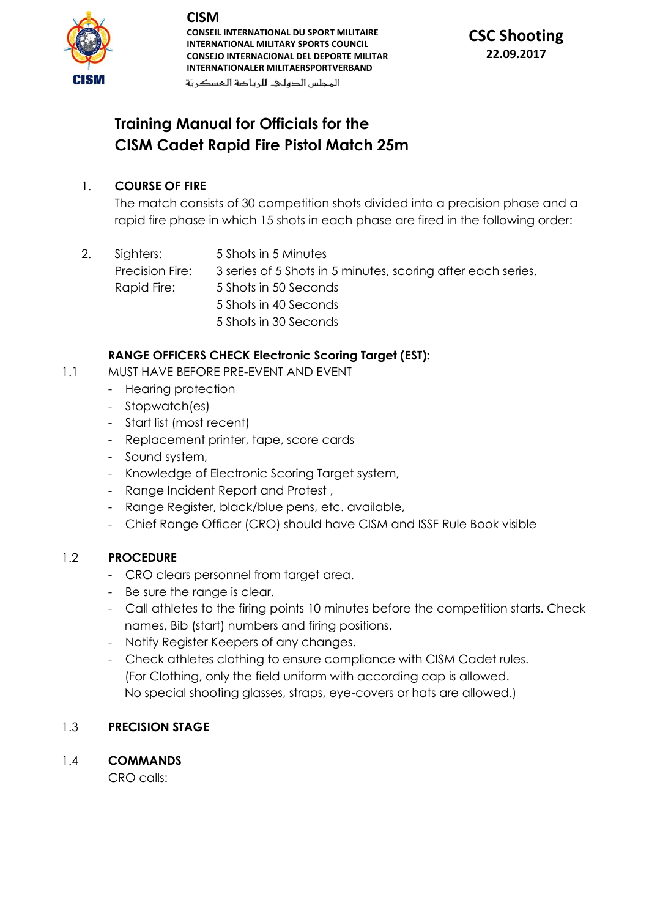**CISM**

**CONSEIL INTERNATIONAL DU SPORT MILITAIRE**
**INTERNATIONAL MILITARY SPORTS COUNCIL**
**CONSEJO INTERNACIONAL DEL DEPORTE MILITAR**
**INTERNATIONALER MILITAERSPORTVERBAND**
المجلس الدولي للرياضة العسكرية

**CSC Shooting**
**22.09.2017**

# Training Manual for Officials for the CISM Cadet Rapid Fire Pistol Match 25m

1. **COURSE OF FIRE**

   The match consists of 30 competition shots divided into a precision phase and a rapid fire phase in which 15 shots in each phase are fired in the following order:

2. | | |
   |---|---|
   | Sighters: | 5 Shots in 5 Minutes |
   | Precision Fire: | 3 series of 5 Shots in 5 minutes, scoring after each series. |
   | Rapid Fire: | 5 Shots in 50 Seconds |
   | | 5 Shots in 40 Seconds |
   | | 5 Shots in 30 Seconds |

**RANGE OFFICERS CHECK Electronic Scoring Target (EST):**

1.1 MUST HAVE BEFORE PRE-EVENT AND EVENT

- Hearing protection
- Stopwatch(es)
- Start list (most recent)
- Replacement printer, tape, score cards
- Sound system,
- Knowledge of Electronic Scoring Target system,
- Range Incident Report and Protest ,
- Range Register, black/blue pens, etc. available,
- Chief Range Officer (CRO) should have CISM and ISSF Rule Book visible

1.2 **PROCEDURE**

- CRO clears personnel from target area.
- Be sure the range is clear.
- Call athletes to the firing points 10 minutes before the competition starts. Check names, Bib (start) numbers and firing positions.
- Notify Register Keepers of any changes.
- Check athletes clothing to ensure compliance with CISM Cadet rules. (For Clothing, only the field uniform with according cap is allowed. No special shooting glasses, straps, eye-covers or hats are allowed.)

1.3 **PRECISION STAGE**

1.4 **COMMANDS**

CRO calls: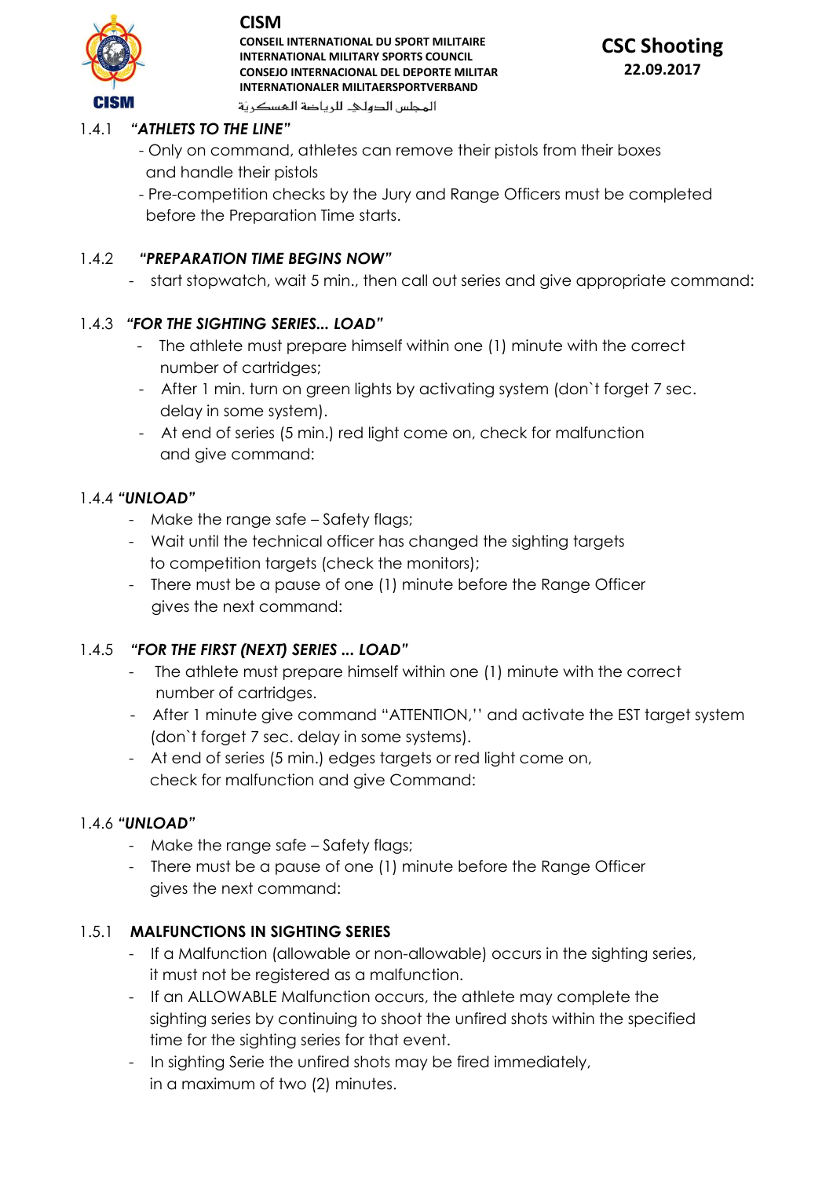1.4.1 ***"ATHLETS TO THE LINE"***

- Only on command, athletes can remove their pistols from their boxes and handle their pistols
- Pre-competition checks by the Jury and Range Officers must be completed before the Preparation Time starts.

1.4.2 ***"PREPARATION TIME BEGINS NOW"***

- start stopwatch, wait 5 min., then call out series and give appropriate command:

1.4.3 ***"FOR THE SIGHTING SERIES... LOAD"***

- The athlete must prepare himself within one (1) minute with the correct number of cartridges;
- After 1 min. turn on green lights by activating system (don`t forget 7 sec. delay in some system).
- At end of series (5 min.) red light come on, check for malfunction and give command:

1.4.4 ***"UNLOAD"***

- Make the range safe – Safety flags;
- Wait until the technical officer has changed the sighting targets to competition targets (check the monitors);
- There must be a pause of one (1) minute before the Range Officer gives the next command:

1.4.5 ***"FOR THE FIRST (NEXT) SERIES ... LOAD"***

- The athlete must prepare himself within one (1) minute with the correct number of cartridges.
- After 1 minute give command "ATTENTION,'' and activate the EST target system (don`t forget 7 sec. delay in some systems).
- At end of series (5 min.) edges targets or red light come on, check for malfunction and give Command:

1.4.6 ***"UNLOAD"***

- Make the range safe – Safety flags;
- There must be a pause of one (1) minute before the Range Officer gives the next command:

1.5.1 **MALFUNCTIONS IN SIGHTING SERIES**

- If a Malfunction (allowable or non-allowable) occurs in the sighting series, it must not be registered as a malfunction.
- If an ALLOWABLE Malfunction occurs, the athlete may complete the sighting series by continuing to shoot the unfired shots within the specified time for the sighting series for that event.
- In sighting Serie the unfired shots may be fired immediately, in a maximum of two (2) minutes.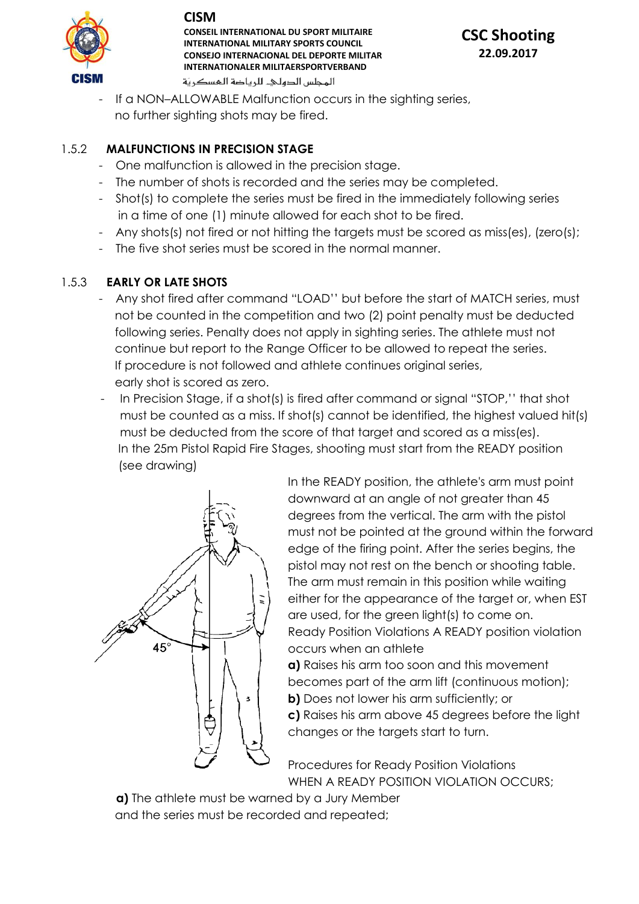- If a NON–ALLOWABLE Malfunction occurs in the sighting series, no further sighting shots may be fired.

### 1.5.2 MALFUNCTIONS IN PRECISION STAGE

- One malfunction is allowed in the precision stage.
- The number of shots is recorded and the series may be completed.
- Shot(s) to complete the series must be fired in the immediately following series in a time of one (1) minute allowed for each shot to be fired.
- Any shots(s) not fired or not hitting the targets must be scored as miss(es), (zero(s);
- The five shot series must be scored in the normal manner.

### 1.5.3 EARLY OR LATE SHOTS

- Any shot fired after command "LOAD'' but before the start of MATCH series, must not be counted in the competition and two (2) point penalty must be deducted following series. Penalty does not apply in sighting series. The athlete must not continue but report to the Range Officer to be allowed to repeat the series. If procedure is not followed and athlete continues original series, early shot is scored as zero.
- In Precision Stage, if a shot(s) is fired after command or signal "STOP,'' that shot must be counted as a miss. If shot(s) cannot be identified, the highest valued hit(s) must be deducted from the score of that target and scored as a miss(es). In the 25m Pistol Rapid Fire Stages, shooting must start from the READY position (see drawing)

In the READY position, the athlete's arm must point downward at an angle of not greater than 45 degrees from the vertical. The arm with the pistol must not be pointed at the ground within the forward edge of the firing point. After the series begins, the pistol may not rest on the bench or shooting table. The arm must remain in this position while waiting either for the appearance of the target or, when EST are used, for the green light(s) to come on.

Ready Position Violations A READY position violation occurs when an athlete

**a)** Raises his arm too soon and this movement becomes part of the arm lift (continuous motion);

**b)** Does not lower his arm sufficiently; or

**c)** Raises his arm above 45 degrees before the light changes or the targets start to turn.

Procedures for Ready Position Violations

WHEN A READY POSITION VIOLATION OCCURS;

**a)** The athlete must be warned by a Jury Member and the series must be recorded and repeated;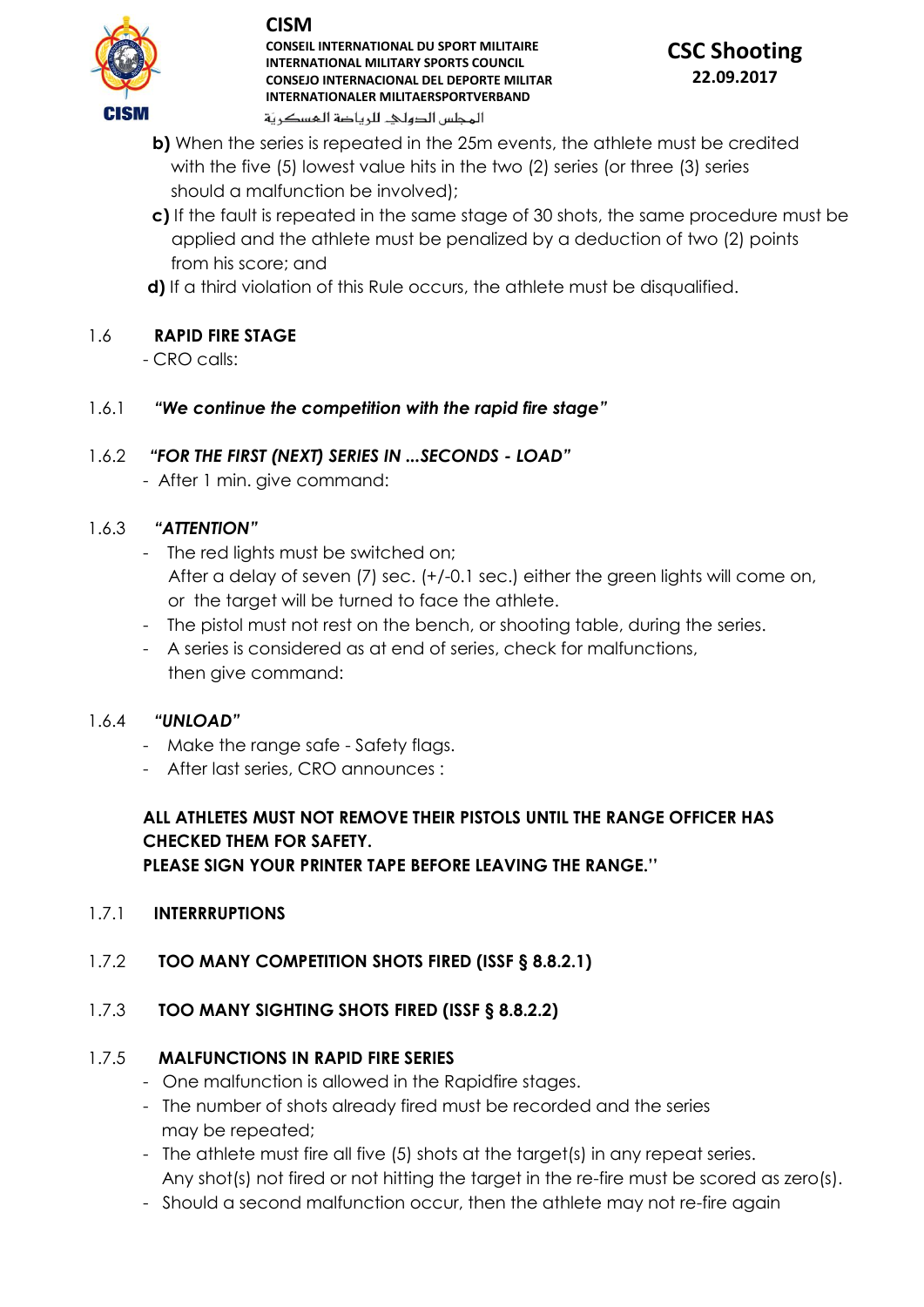**b)** When the series is repeated in the 25m events, the athlete must be credited with the five (5) lowest value hits in the two (2) series (or three (3) series should a malfunction be involved);

**c)** If the fault is repeated in the same stage of 30 shots, the same procedure must be applied and the athlete must be penalized by a deduction of two (2) points from his score; and

**d)** If a third violation of this Rule occurs, the athlete must be disqualified.

## 1.6 RAPID FIRE STAGE

- CRO calls:

### 1.6.1 *"We continue the competition with the rapid fire stage"*

### 1.6.2 *"FOR THE FIRST (NEXT) SERIES IN ...SECONDS - LOAD"*

- After 1 min. give command:

### 1.6.3 *"ATTENTION"*

- The red lights must be switched on;
  After a delay of seven (7) sec. (+/-0.1 sec.) either the green lights will come on, or the target will be turned to face the athlete.
- The pistol must not rest on the bench, or shooting table, during the series.
- A series is considered as at end of series, check for malfunctions, then give command:

### 1.6.4 *"UNLOAD"*

- Make the range safe - Safety flags.
- After last series, CRO announces :

**ALL ATHLETES MUST NOT REMOVE THEIR PISTOLS UNTIL THE RANGE OFFICER HAS CHECKED THEM FOR SAFETY.**
**PLEASE SIGN YOUR PRINTER TAPE BEFORE LEAVING THE RANGE.''**

### 1.7.1 INTERRRUPTIONS

### 1.7.2 TOO MANY COMPETITION SHOTS FIRED (ISSF § 8.8.2.1)

### 1.7.3 TOO MANY SIGHTING SHOTS FIRED (ISSF § 8.8.2.2)

### 1.7.5 MALFUNCTIONS IN RAPID FIRE SERIES

- One malfunction is allowed in the Rapidfire stages.
- The number of shots already fired must be recorded and the series may be repeated;
- The athlete must fire all five (5) shots at the target(s) in any repeat series. Any shot(s) not fired or not hitting the target in the re-fire must be scored as zero(s).
- Should a second malfunction occur, then the athlete may not re-fire again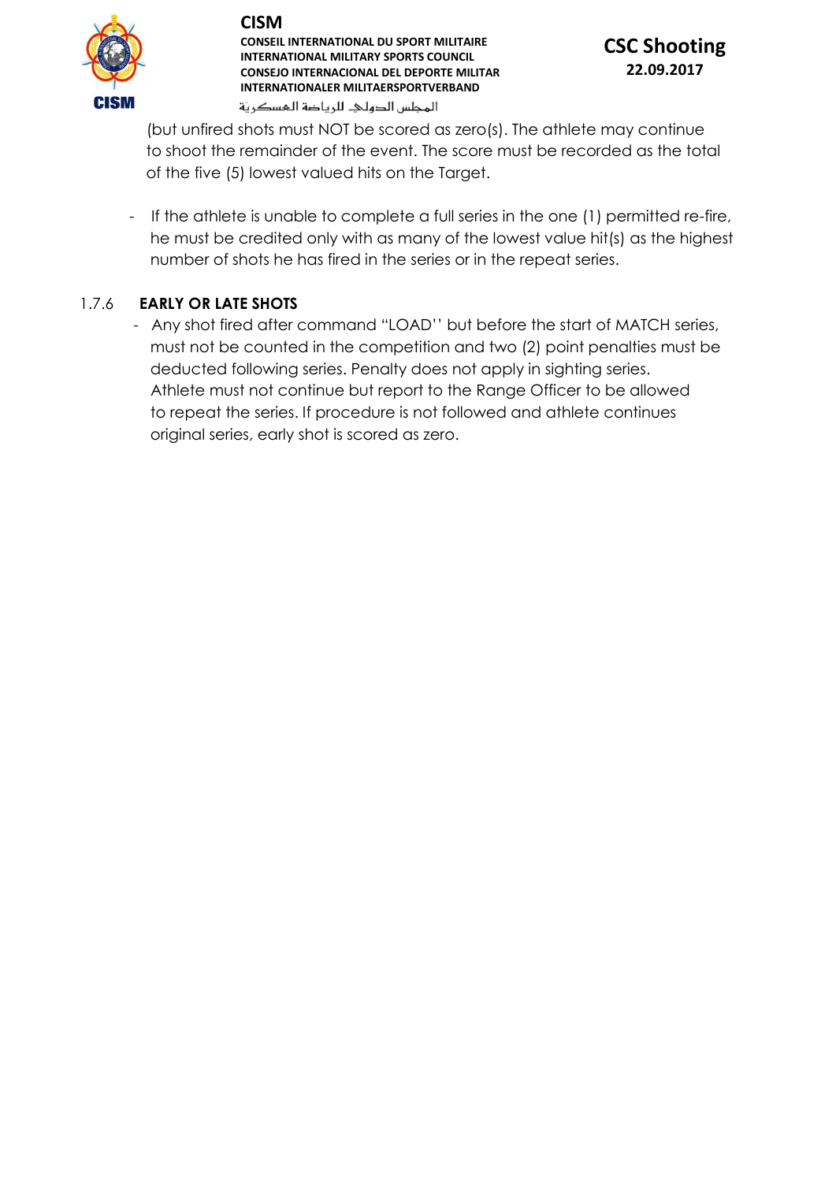(but unfired shots must NOT be scored as zero(s). The athlete may continue to shoot the remainder of the event. The score must be recorded as the total of the five (5) lowest valued hits on the Target.

- If the athlete is unable to complete a full series in the one (1) permitted re-fire, he must be credited only with as many of the lowest value hit(s) as the highest number of shots he has fired in the series or in the repeat series.

### 1.7.6 EARLY OR LATE SHOTS

- Any shot fired after command "LOAD'' but before the start of MATCH series, must not be counted in the competition and two (2) point penalties must be deducted following series. Penalty does not apply in sighting series. Athlete must not continue but report to the Range Officer to be allowed to repeat the series. If procedure is not followed and athlete continues original series, early shot is scored as zero.